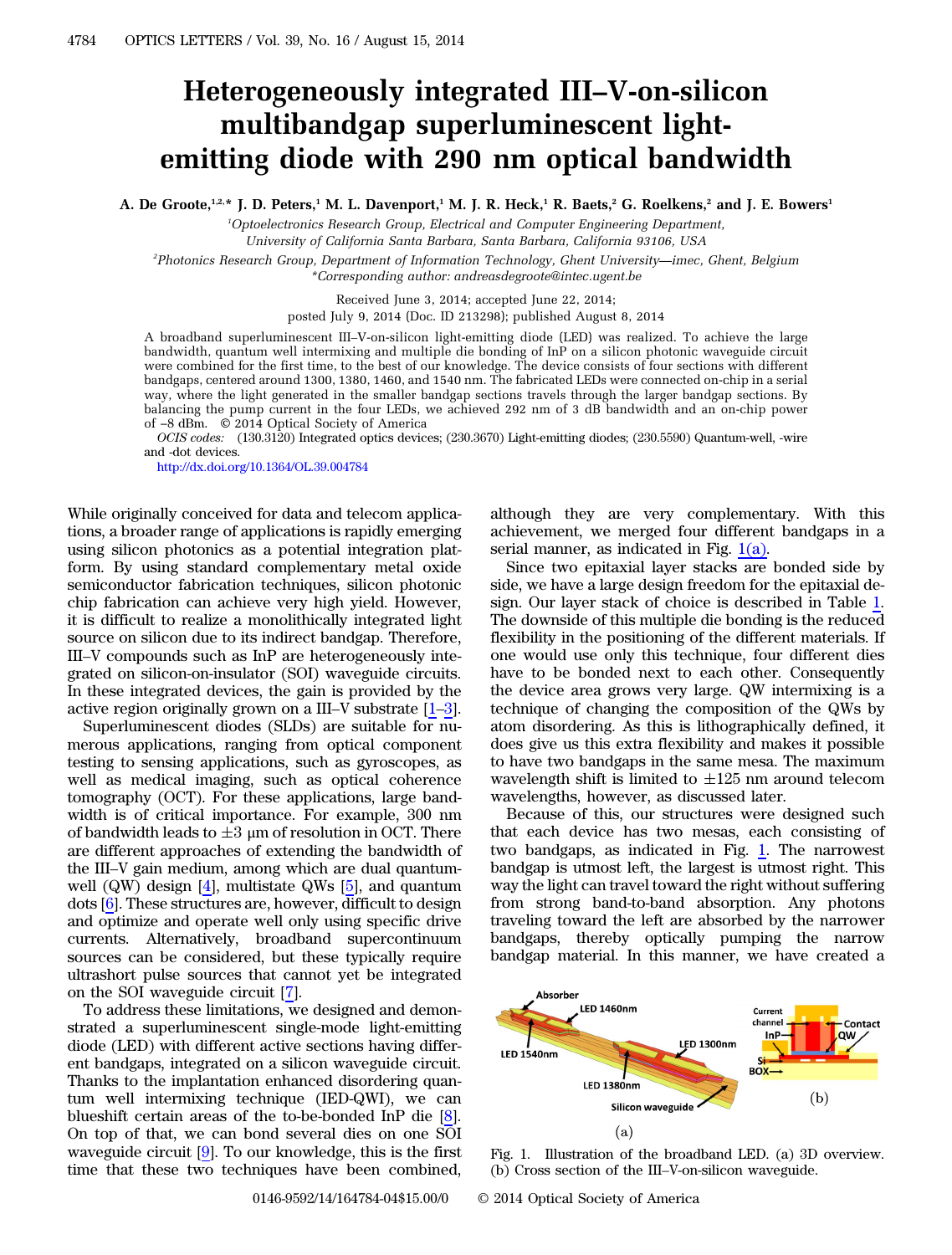# Heterogeneously integrated III–V-on-silicon multibandgap superluminescent light-emitting diode with 290 nm optical bandwidth

A. De Groote,[1,2,*] J. D. Peters,[1] M. L. Davenport,[1] M. J. R. Heck,[1] R. Baets,[2] G. Roelkens,[2] and J. E. Bowers[1]

[1]*Optoelectronics Research Group, Electrical and Computer Engineering Department, University of California Santa Barbara, Santa Barbara, California 93106, USA*

[2]*Photonics Research Group, Department of Information Technology, Ghent University—imec, Ghent, Belgium*

*\*Corresponding author: andreasdegroote@intec.ugent.be*

Received June 3, 2014; accepted June 22, 2014; posted July 9, 2014 (Doc. ID 213298); published August 8, 2014

A broadband superluminescent III–V-on-silicon light-emitting diode (LED) was realized. To achieve the large bandwidth, quantum well intermixing and multiple die bonding of InP on a silicon photonic waveguide circuit were combined for the first time, to the best of our knowledge. The device consists of four sections with different bandgaps, centered around 1300, 1380, 1460, and 1540 nm. The fabricated LEDs were connected on-chip in a serial way, where the light generated in the smaller bandgap sections travels through the larger bandgap sections. By balancing the pump current in the four LEDs, we achieved 292 nm of 3 dB bandwidth and an on-chip power of −8 dBm. © 2014 Optical Society of America

*OCIS codes:* (130.3120) Integrated optics devices; (230.3670) Light-emitting diodes; (230.5590) Quantum-well, -wire and -dot devices.

http://dx.doi.org/10.1364/OL.39.004784

While originally conceived for data and telecom applications, a broader range of applications is rapidly emerging using silicon photonics as a potential integration platform. By using standard complementary metal oxide semiconductor fabrication techniques, silicon photonic chip fabrication can achieve very high yield. However, it is difficult to realize a monolithically integrated light source on silicon due to its indirect bandgap. Therefore, III–V compounds such as InP are heterogeneously integrated on silicon-on-insulator (SOI) waveguide circuits. In these integrated devices, the gain is provided by the active region originally grown on a III–V substrate [1–3].

Superluminescent diodes (SLDs) are suitable for numerous applications, ranging from optical component testing to sensing applications, such as gyroscopes, as well as medical imaging, such as optical coherence tomography (OCT). For these applications, large bandwidth is of critical importance. For example, 300 nm of bandwidth leads to ±3 μm of resolution in OCT. There are different approaches of extending the bandwidth of the III–V gain medium, among which are dual quantum-well (QW) design [4], multistate QWs [5], and quantum dots [6]. These structures are, however, difficult to design and optimize and operate well only using specific drive currents. Alternatively, broadband supercontinuum sources can be considered, but these typically require ultrashort pulse sources that cannot yet be integrated on the SOI waveguide circuit [7].

To address these limitations, we designed and demonstrated a superluminescent single-mode light-emitting diode (LED) with different active sections having different bandgaps, integrated on a silicon waveguide circuit. Thanks to the implantation enhanced disordering quantum well intermixing technique (IED-QWI), we can blueshift certain areas of the to-be-bonded InP die [8]. On top of that, we can bond several dies on one SOI waveguide circuit [9]. To our knowledge, this is the first time that these two techniques have been combined, although they are very complementary. With this achievement, we merged four different bandgaps in a serial manner, as indicated in Fig. 1(a).

Since two epitaxial layer stacks are bonded side by side, we have a large design freedom for the epitaxial design. Our layer stack of choice is described in Table 1. The downside of this multiple die bonding is the reduced flexibility in the positioning of the different materials. If one would use only this technique, four different dies have to be bonded next to each other. Consequently the device area grows very large. QW intermixing is a technique of changing the composition of the QWs by atom disordering. As this is lithographically defined, it does give us this extra flexibility and makes it possible to have two bandgaps in the same mesa. The maximum wavelength shift is limited to ±125 nm around telecom wavelengths, however, as discussed later.

Because of this, our structures were designed such that each device has two mesas, each consisting of two bandgaps, as indicated in Fig. 1. The narrowest bandgap is utmost left, the largest is utmost right. This way the light can travel toward the right without suffering from strong band-to-band absorption. Any photons traveling toward the left are absorbed by the narrower bandgaps, thereby optically pumping the narrow bandgap material. In this manner, we have created a

Fig. 1. Illustration of the broadband LED. (a) 3D overview. (b) Cross section of the III–V-on-silicon waveguide.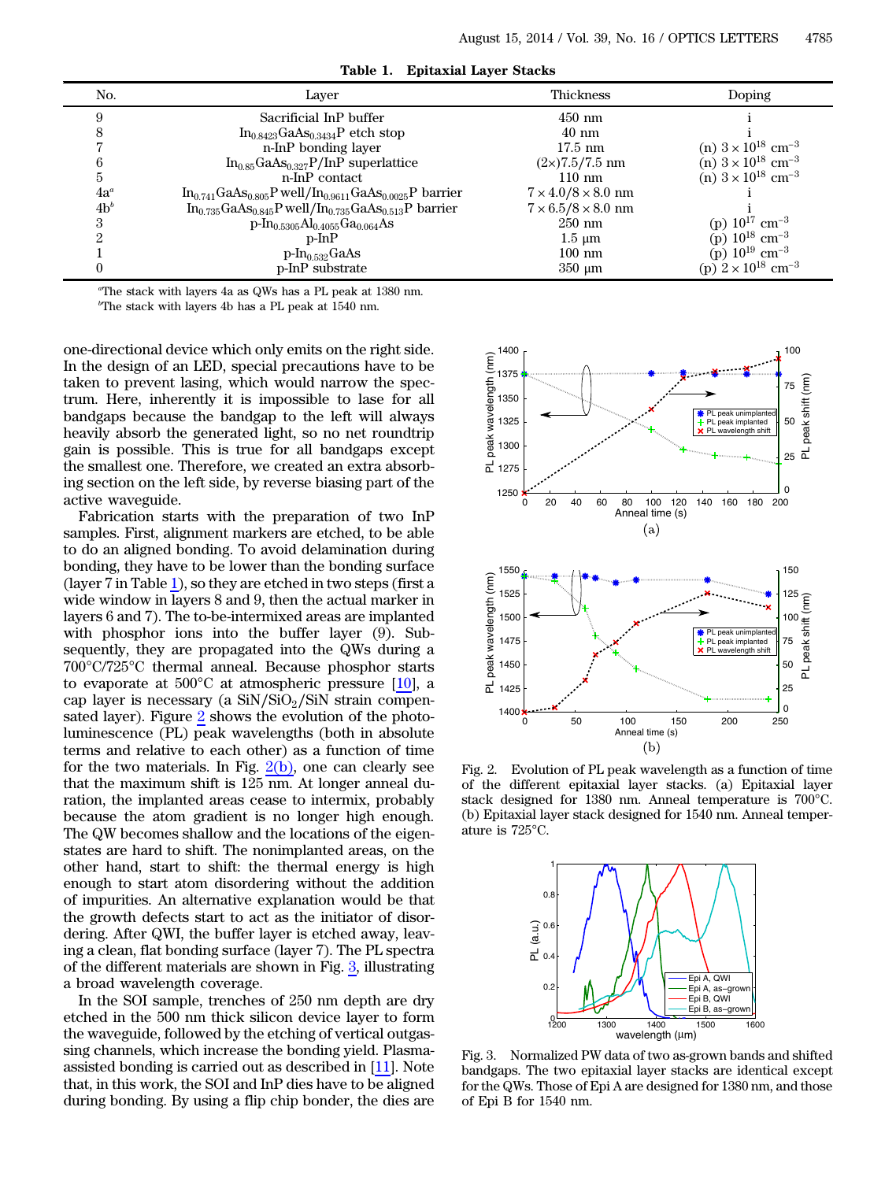**Table 1. Epitaxial Layer Stacks**

| No. | Layer | Thickness | Doping |
|---|---|---|---|
| 9 | Sacrificial InP buffer | 450 nm | i |
| 8 | $In_{0.8423}GaAs_{0.3434}P$ etch stop | 40 nm | i |
| 7 | n-InP bonding layer | 17.5 nm | (n) $3 \times 10^{18}$ cm$^{-3}$ |
| 6 | $In_{0.85}GaAs_{0.327}P$/InP superlattice | (2×)7.5/7.5 nm | (n) $3 \times 10^{18}$ cm$^{-3}$ |
| 5 | n-InP contact | 110 nm | (n) $3 \times 10^{18}$ cm$^{-3}$ |
| 4a[a] | $In_{0.741}GaAs_{0.805}P$ well/$In_{0.9611}GaAs_{0.0025}P$ barrier | $7 \times 4.0/8 \times 8.0$ nm | i |
| 4b[b] | $In_{0.735}GaAs_{0.845}P$ well/$In_{0.735}GaAs_{0.513}P$ barrier | $7 \times 6.5/8 \times 8.0$ nm | i |
| 3 | p-$In_{0.5305}Al_{0.4055}Ga_{0.064}As$ | 250 nm | (p) $10^{17}$ cm$^{-3}$ |
| 2 | p-InP | 1.5 μm | (p) $10^{18}$ cm$^{-3}$ |
| 1 | p-$In_{0.532}GaAs$ | 100 nm | (p) $10^{19}$ cm$^{-3}$ |
| 0 | p-InP substrate | 350 μm | (p) $2 \times 10^{18}$ cm$^{-3}$ |

[a]The stack with layers 4a as QWs has a PL peak at 1380 nm.
[b]The stack with layers 4b has a PL peak at 1540 nm.

one-directional device which only emits on the right side. In the design of an LED, special precautions have to be taken to prevent lasing, which would narrow the spectrum. Here, inherently it is impossible to lase for all bandgaps because the bandgap to the left will always heavily absorb the generated light, so no net roundtrip gain is possible. This is true for all bandgaps except the smallest one. Therefore, we created an extra absorbing section on the left side, by reverse biasing part of the active waveguide.

Fabrication starts with the preparation of two InP samples. First, alignment markers are etched, to be able to do an aligned bonding. To avoid delamination during bonding, they have to be lower than the bonding surface (layer 7 in Table 1), so they are etched in two steps (first a wide window in layers 8 and 9, then the actual marker in layers 6 and 7). The to-be-intermixed areas are implanted with phosphor ions into the buffer layer (9). Subsequently, they are propagated into the QWs during a 700°C/725°C thermal anneal. Because phosphor starts to evaporate at 500°C at atmospheric pressure [10], a cap layer is necessary (a SiN/$SiO_2$/SiN strain compensated layer). Figure 2 shows the evolution of the photoluminescence (PL) peak wavelengths (both in absolute terms and relative to each other) as a function of time for the two materials. In Fig. 2(b), one can clearly see that the maximum shift is 125 nm. At longer anneal duration, the implanted areas cease to intermix, probably because the atom gradient is no longer high enough. The QW becomes shallow and the locations of the eigenstates are hard to shift. The nonimplanted areas, on the other hand, start to shift: the thermal energy is high enough to start atom disordering without the addition of impurities. An alternative explanation would be that the growth defects start to act as the initiator of disordering. After QWI, the buffer layer is etched away, leaving a clean, flat bonding surface (layer 7). The PL spectra of the different materials are shown in Fig. 3, illustrating a broad wavelength coverage.

In the SOI sample, trenches of 250 nm depth are dry etched in the 500 nm thick silicon device layer to form the waveguide, followed by the etching of vertical outgassing channels, which increase the bonding yield. Plasma-assisted bonding is carried out as described in [11]. Note that, in this work, the SOI and InP dies have to be aligned during bonding. By using a flip chip bonder, the dies are

Fig. 2. Evolution of PL peak wavelength as a function of time of the different epitaxial layer stacks. (a) Epitaxial layer stack designed for 1380 nm. Anneal temperature is 700°C. (b) Epitaxial layer stack designed for 1540 nm. Anneal temperature is 725°C.

Fig. 3. Normalized PW data of two as-grown bands and shifted bandgaps. The two epitaxial layer stacks are identical except for the QWs. Those of Epi A are designed for 1380 nm, and those of Epi B for 1540 nm.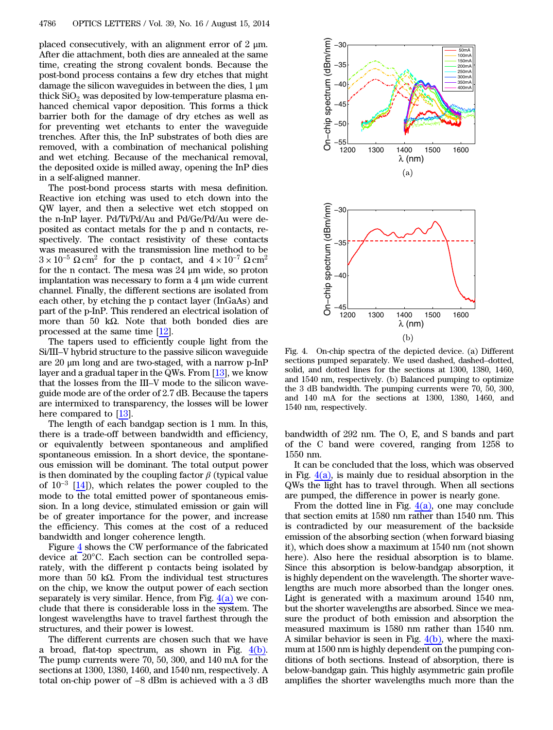placed consecutively, with an alignment error of 2 μm. After die attachment, both dies are annealed at the same time, creating the strong covalent bonds. Because the post-bond process contains a few dry etches that might damage the silicon waveguides in between the dies, 1 μm thick $SiO_2$ was deposited by low-temperature plasma enhanced chemical vapor deposition. This forms a thick barrier both for the damage of dry etches as well as for preventing wet etchants to enter the waveguide trenches. After this, the InP substrates of both dies are removed, with a combination of mechanical polishing and wet etching. Because of the mechanical removal, the deposited oxide is milled away, opening the InP dies in a self-aligned manner.

The post-bond process starts with mesa definition. Reactive ion etching was used to etch down into the QW layer, and then a selective wet etch stopped on the n-InP layer. Pd/Ti/Pd/Au and Pd/Ge/Pd/Au were deposited as contact metals for the p and n contacts, respectively. The contact resistivity of these contacts was measured with the transmission line method to be $3 \times 10^{-5}\ \Omega\,\mathrm{cm}^2$ for the p contact, and $4 \times 10^{-7}\ \Omega\,\mathrm{cm}^2$ for the n contact. The mesa was 24 μm wide, so proton implantation was necessary to form a 4 μm wide current channel. Finally, the different sections are isolated from each other, by etching the p contact layer (InGaAs) and part of the p-InP. This rendered an electrical isolation of more than 50 kΩ. Note that both bonded dies are processed at the same time [12].

The tapers used to efficiently couple light from the Si/III–V hybrid structure to the passive silicon waveguide are 20 μm long and are two-staged, with a narrow p-InP layer and a gradual taper in the QWs. From [13], we know that the losses from the III–V mode to the silicon waveguide mode are of the order of 2.7 dB. Because the tapers are intermixed to transparency, the losses will be lower here compared to [13].

The length of each bandgap section is 1 mm. In this, there is a trade-off between bandwidth and efficiency, or equivalently between spontaneous and amplified spontaneous emission. In a short device, the spontaneous emission will be dominant. The total output power is then dominated by the coupling factor $\beta$ (typical value of $10^{-3}$ [14]), which relates the power coupled to the mode to the total emitted power of spontaneous emission. In a long device, stimulated emission or gain will be of greater importance for the power, and increase the efficiency. This comes at the cost of a reduced bandwidth and longer coherence length.

Figure 4 shows the CW performance of the fabricated device at 20°C. Each section can be controlled separately, with the different p contacts being isolated by more than 50 kΩ. From the individual test structures on the chip, we know the output power of each section separately is very similar. Hence, from Fig. 4(a) we conclude that there is considerable loss in the system. The longest wavelengths have to travel farthest through the structures, and their power is lowest.

The different currents are chosen such that we have a broad, flat-top spectrum, as shown in Fig. 4(b). The pump currents were 70, 50, 300, and 140 mA for the sections at 1300, 1380, 1460, and 1540 nm, respectively. A total on-chip power of −8 dBm is achieved with a 3 dB bandwidth of 292 nm. The O, E, and S bands and part of the C band were covered, ranging from 1258 to 1550 nm.

Fig. 4. On-chip spectra of the depicted device. (a) Different sections pumped separately. We used dashed, dashed–dotted, solid, and dotted lines for the sections at 1300, 1380, 1460, and 1540 nm, respectively. (b) Balanced pumping to optimize the 3 dB bandwidth. The pumping currents were 70, 50, 300, and 140 mA for the sections at 1300, 1380, 1460, and 1540 nm, respectively.

It can be concluded that the loss, which was observed in Fig. 4(a), is mainly due to residual absorption in the QWs the light has to travel through. When all sections are pumped, the difference in power is nearly gone.

From the dotted line in Fig. 4(a), one may conclude that section emits at 1580 nm rather than 1540 nm. This is contradicted by our measurement of the backside emission of the absorbing section (when forward biasing it), which does show a maximum at 1540 nm (not shown here). Also here the residual absorption is to blame. Since this absorption is below-bandgap absorption, it is highly dependent on the wavelength. The shorter wavelengths are much more absorbed than the longer ones. Light is generated with a maximum around 1540 nm, but the shorter wavelengths are absorbed. Since we measure the product of both emission and absorption the measured maximum is 1580 nm rather than 1540 nm. A similar behavior is seen in Fig. 4(b), where the maximum at 1500 nm is highly dependent on the pumping conditions of both sections. Instead of absorption, there is below-bandgap gain. This highly asymmetric gain profile amplifies the shorter wavelengths much more than the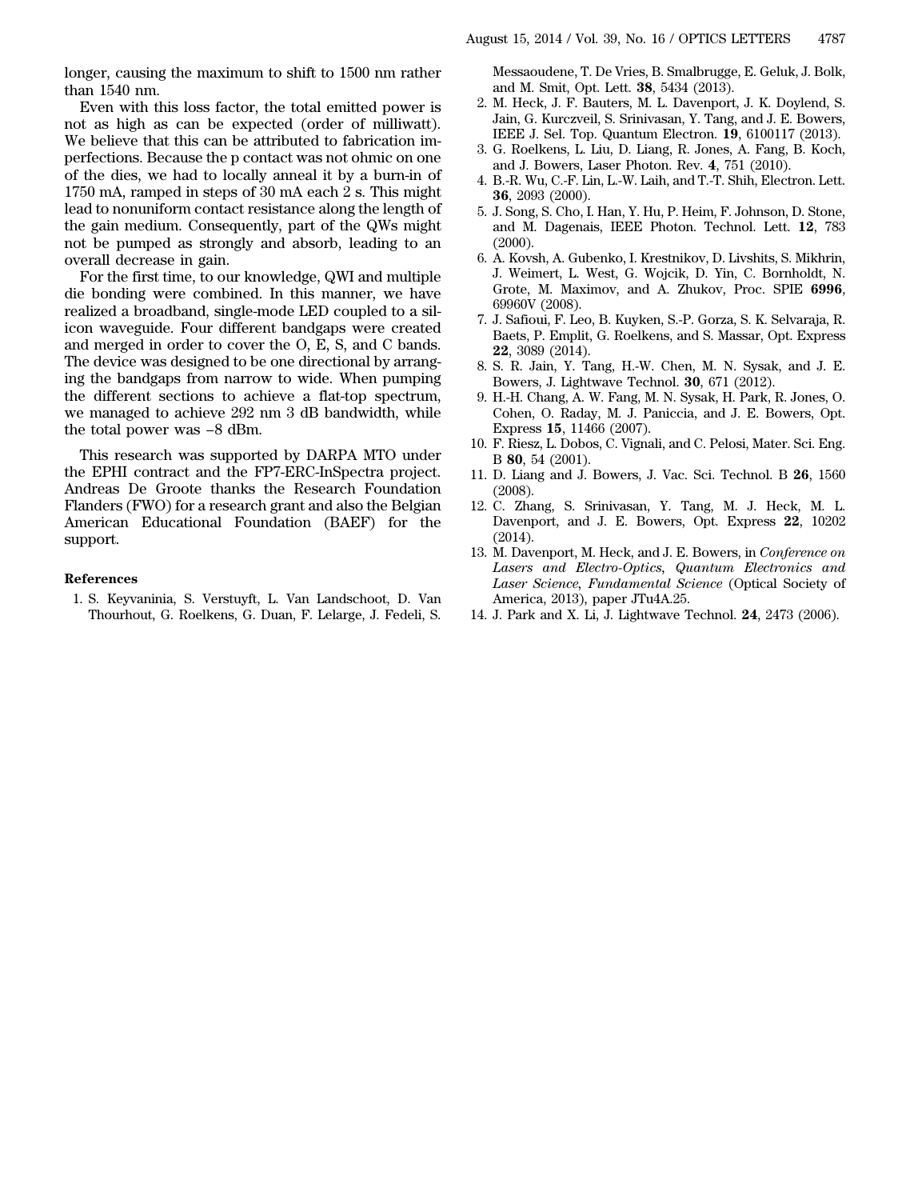longer, causing the maximum to shift to 1500 nm rather than 1540 nm.

Even with this loss factor, the total emitted power is not as high as can be expected (order of milliwatt). We believe that this can be attributed to fabrication imperfections. Because the p contact was not ohmic on one of the dies, we had to locally anneal it by a burn-in of 1750 mA, ramped in steps of 30 mA each 2 s. This might lead to nonuniform contact resistance along the length of the gain medium. Consequently, part of the QWs might not be pumped as strongly and absorb, leading to an overall decrease in gain.

For the first time, to our knowledge, QWI and multiple die bonding were combined. In this manner, we have realized a broadband, single-mode LED coupled to a silicon waveguide. Four different bandgaps were created and merged in order to cover the O, E, S, and C bands. The device was designed to be one directional by arranging the bandgaps from narrow to wide. When pumping the different sections to achieve a flat-top spectrum, we managed to achieve 292 nm 3 dB bandwidth, while the total power was −8 dBm.

This research was supported by DARPA MTO under the EPHI contract and the FP7-ERC-InSpectra project. Andreas De Groote thanks the Research Foundation Flanders (FWO) for a research grant and also the Belgian American Educational Foundation (BAEF) for the support.

### References

1. S. Keyvaninia, S. Verstuyft, L. Van Landschoot, D. Van Thourhout, G. Roelkens, G. Duan, F. Lelarge, J. Fedeli, S. Messaoudene, T. De Vries, B. Smalbrugge, E. Geluk, J. Bolk, and M. Smit, Opt. Lett. **38**, 5434 (2013).
2. M. Heck, J. F. Bauters, M. L. Davenport, J. K. Doylend, S. Jain, G. Kurczveil, S. Srinivasan, Y. Tang, and J. E. Bowers, IEEE J. Sel. Top. Quantum Electron. **19**, 6100117 (2013).
3. G. Roelkens, L. Liu, D. Liang, R. Jones, A. Fang, B. Koch, and J. Bowers, Laser Photon. Rev. **4**, 751 (2010).
4. B.-R. Wu, C.-F. Lin, L.-W. Laih, and T.-T. Shih, Electron. Lett. **36**, 2093 (2000).
5. J. Song, S. Cho, I. Han, Y. Hu, P. Heim, F. Johnson, D. Stone, and M. Dagenais, IEEE Photon. Technol. Lett. **12**, 783 (2000).
6. A. Kovsh, A. Gubenko, I. Krestnikov, D. Livshits, S. Mikhrin, J. Weimert, L. West, G. Wojcik, D. Yin, C. Bornholdt, N. Grote, M. Maximov, and A. Zhukov, Proc. SPIE **6996**, 69960V (2008).
7. J. Safioui, F. Leo, B. Kuyken, S.-P. Gorza, S. K. Selvaraja, R. Baets, P. Emplit, G. Roelkens, and S. Massar, Opt. Express **22**, 3089 (2014).
8. S. R. Jain, Y. Tang, H.-W. Chen, M. N. Sysak, and J. E. Bowers, J. Lightwave Technol. **30**, 671 (2012).
9. H.-H. Chang, A. W. Fang, M. N. Sysak, H. Park, R. Jones, O. Cohen, O. Raday, M. J. Paniccia, and J. E. Bowers, Opt. Express **15**, 11466 (2007).
10. F. Riesz, L. Dobos, C. Vignali, and C. Pelosi, Mater. Sci. Eng. B **80**, 54 (2001).
11. D. Liang and J. Bowers, J. Vac. Sci. Technol. B **26**, 1560 (2008).
12. C. Zhang, S. Srinivasan, Y. Tang, M. J. Heck, M. L. Davenport, and J. E. Bowers, Opt. Express **22**, 10202 (2014).
13. M. Davenport, M. Heck, and J. E. Bowers, in *Conference on Lasers and Electro-Optics, Quantum Electronics and Laser Science, Fundamental Science* (Optical Society of America, 2013), paper JTu4A.25.
14. J. Park and X. Li, J. Lightwave Technol. **24**, 2473 (2006).